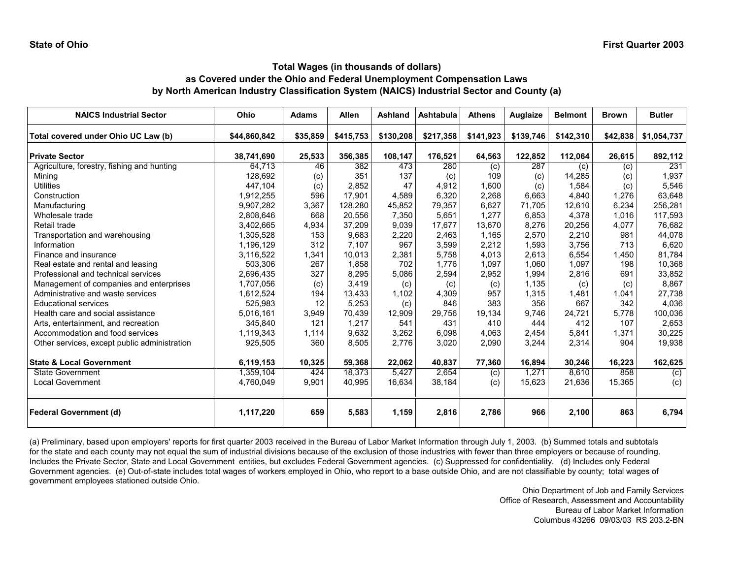**State of Ohio** **First Quarter 2003**

## Total Wages (in thousands of dollars)
## as Covered under the Ohio and Federal Unemployment Compensation Laws
## by North American Industry Classification System (NAICS) Industrial Sector and County (a)

| NAICS Industrial Sector | Ohio | Adams | Allen | Ashland | Ashtabula | Athens | Auglaize | Belmont | Brown | Butler |
|---|---|---|---|---|---|---|---|---|---|---|
| **Total covered under Ohio UC Law (b)** | **$44,860,842** | **$35,859** | **$415,753** | **$130,208** | **$217,358** | **$141,923** | **$139,746** | **$142,310** | **$42,838** | **$1,054,737** |
| **Private Sector** | **38,741,690** | **25,533** | **356,385** | **108,147** | **176,521** | **64,563** | **122,852** | **112,064** | **26,615** | **892,112** |
| Agriculture, forestry, fishing and hunting | 64,713 | 46 | 382 | 473 | 280 | (c) | 287 | (c) | (c) | 231 |
| Mining | 128,692 | (c) | 351 | 137 | (c) | 109 | (c) | 14,285 | (c) | 1,937 |
| Utilities | 447,104 | (c) | 2,852 | 47 | 4,912 | 1,600 | (c) | 1,584 | (c) | 5,546 |
| Construction | 1,912,255 | 596 | 17,901 | 4,589 | 6,320 | 2,268 | 6,663 | 4,840 | 1,276 | 63,648 |
| Manufacturing | 9,907,282 | 3,367 | 128,280 | 45,852 | 79,357 | 6,627 | 71,705 | 12,610 | 6,234 | 256,281 |
| Wholesale trade | 2,808,646 | 668 | 20,556 | 7,350 | 5,651 | 1,277 | 6,853 | 4,378 | 1,016 | 117,593 |
| Retail trade | 3,402,665 | 4,934 | 37,209 | 9,039 | 17,677 | 13,670 | 8,276 | 20,256 | 4,077 | 76,682 |
| Transportation and warehousing | 1,305,528 | 153 | 9,683 | 2,220 | 2,463 | 1,165 | 2,570 | 2,210 | 981 | 44,078 |
| Information | 1,196,129 | 312 | 7,107 | 967 | 3,599 | 2,212 | 1,593 | 3,756 | 713 | 6,620 |
| Finance and insurance | 3,116,522 | 1,341 | 10,013 | 2,381 | 5,758 | 4,013 | 2,613 | 6,554 | 1,450 | 81,784 |
| Real estate and rental and leasing | 503,306 | 267 | 1,858 | 702 | 1,776 | 1,097 | 1,060 | 1,097 | 198 | 10,368 |
| Professional and technical services | 2,696,435 | 327 | 8,295 | 5,086 | 2,594 | 2,952 | 1,994 | 2,816 | 691 | 33,852 |
| Management of companies and enterprises | 1,707,056 | (c) | 3,419 | (c) | (c) | (c) | 1,135 | (c) | (c) | 8,867 |
| Administrative and waste services | 1,612,524 | 194 | 13,433 | 1,102 | 4,309 | 957 | 1,315 | 1,481 | 1,041 | 27,738 |
| Educational services | 525,983 | 12 | 5,253 | (c) | 846 | 383 | 356 | 667 | 342 | 4,036 |
| Health care and social assistance | 5,016,161 | 3,949 | 70,439 | 12,909 | 29,756 | 19,134 | 9,746 | 24,721 | 5,778 | 100,036 |
| Arts, entertainment, and recreation | 345,840 | 121 | 1,217 | 541 | 431 | 410 | 444 | 412 | 107 | 2,653 |
| Accommodation and food services | 1,119,343 | 1,114 | 9,632 | 3,262 | 6,098 | 4,063 | 2,454 | 5,841 | 1,371 | 30,225 |
| Other services, except public administration | 925,505 | 360 | 8,505 | 2,776 | 3,020 | 2,090 | 3,244 | 2,314 | 904 | 19,938 |
| **State & Local Government** | **6,119,153** | **10,325** | **59,368** | **22,062** | **40,837** | **77,360** | **16,894** | **30,246** | **16,223** | **162,625** |
| State Government | 1,359,104 | 424 | 18,373 | 5,427 | 2,654 | (c) | 1,271 | 8,610 | 858 | (c) |
| Local Government | 4,760,049 | 9,901 | 40,995 | 16,634 | 38,184 | (c) | 15,623 | 21,636 | 15,365 | (c) |
| **Federal Government (d)** | **1,117,220** | **659** | **5,583** | **1,159** | **2,816** | **2,786** | **966** | **2,100** | **863** | **6,794** |

(a) Preliminary, based upon employers' reports for first quarter 2003 received in the Bureau of Labor Market Information through July 1, 2003. (b) Summed totals and subtotals for the state and each county may not equal the sum of industrial divisions because of the exclusion of those industries with fewer than three employers or because of rounding. Includes the Private Sector, State and Local Government entities, but excludes Federal Government agencies. (c) Suppressed for confidentiality. (d) Includes only Federal Government agencies. (e) Out-of-state includes total wages of workers employed in Ohio, who report to a base outside Ohio, and are not classifiable by county; total wages of government employees stationed outside Ohio.

Ohio Department of Job and Family Services
Office of Research, Assessment and Accountability
Bureau of Labor Market Information
Columbus 43266 09/03/03 RS 203.2-BN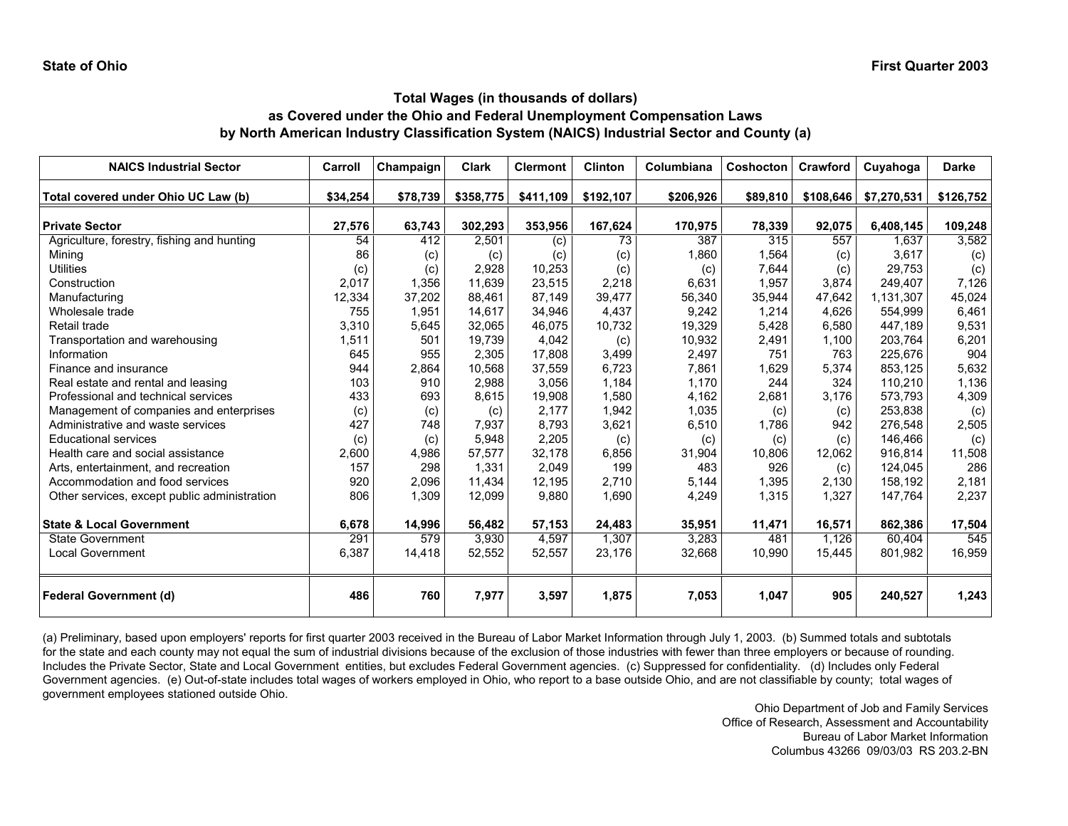State of Ohio

First Quarter 2003

## Total Wages (in thousands of dollars) as Covered under the Ohio and Federal Unemployment Compensation Laws by North American Industry Classification System (NAICS) Industrial Sector and County (a)

| NAICS Industrial Sector | Carroll | Champaign | Clark | Clermont | Clinton | Columbiana | Coshocton | Crawford | Cuyahoga | Darke |
|---|---|---|---|---|---|---|---|---|---|---|
| **Total covered under Ohio UC Law (b)** | **$34,254** | **$78,739** | **$358,775** | **$411,109** | **$192,107** | **$206,926** | **$89,810** | **$108,646** | **$7,270,531** | **$126,752** |
| **Private Sector** | **27,576** | **63,743** | **302,293** | **353,956** | **167,624** | **170,975** | **78,339** | **92,075** | **6,408,145** | **109,248** |
| Agriculture, forestry, fishing and hunting | 54 | 412 | 2,501 | (c) | 73 | 387 | 315 | 557 | 1,637 | 3,582 |
| Mining | 86 | (c) | (c) | (c) | (c) | 1,860 | 1,564 | (c) | 3,617 | (c) |
| Utilities | (c) | (c) | 2,928 | 10,253 | (c) | (c) | 7,644 | (c) | 29,753 | (c) |
| Construction | 2,017 | 1,356 | 11,639 | 23,515 | 2,218 | 6,631 | 1,957 | 3,874 | 249,407 | 7,126 |
| Manufacturing | 12,334 | 37,202 | 88,461 | 87,149 | 39,477 | 56,340 | 35,944 | 47,642 | 1,131,307 | 45,024 |
| Wholesale trade | 755 | 1,951 | 14,617 | 34,946 | 4,437 | 9,242 | 1,214 | 4,626 | 554,999 | 6,461 |
| Retail trade | 3,310 | 5,645 | 32,065 | 46,075 | 10,732 | 19,329 | 5,428 | 6,580 | 447,189 | 9,531 |
| Transportation and warehousing | 1,511 | 501 | 19,739 | 4,042 | (c) | 10,932 | 2,491 | 1,100 | 203,764 | 6,201 |
| Information | 645 | 955 | 2,305 | 17,808 | 3,499 | 2,497 | 751 | 763 | 225,676 | 904 |
| Finance and insurance | 944 | 2,864 | 10,568 | 37,559 | 6,723 | 7,861 | 1,629 | 5,374 | 853,125 | 5,632 |
| Real estate and rental and leasing | 103 | 910 | 2,988 | 3,056 | 1,184 | 1,170 | 244 | 324 | 110,210 | 1,136 |
| Professional and technical services | 433 | 693 | 8,615 | 19,908 | 1,580 | 4,162 | 2,681 | 3,176 | 573,793 | 4,309 |
| Management of companies and enterprises | (c) | (c) | (c) | 2,177 | 1,942 | 1,035 | (c) | (c) | 253,838 | (c) |
| Administrative and waste services | 427 | 748 | 7,937 | 8,793 | 3,621 | 6,510 | 1,786 | 942 | 276,548 | 2,505 |
| Educational services | (c) | (c) | 5,948 | 2,205 | (c) | (c) | (c) | (c) | 146,466 | (c) |
| Health care and social assistance | 2,600 | 4,986 | 57,577 | 32,178 | 6,856 | 31,904 | 10,806 | 12,062 | 916,814 | 11,508 |
| Arts, entertainment, and recreation | 157 | 298 | 1,331 | 2,049 | 199 | 483 | 926 | (c) | 124,045 | 286 |
| Accommodation and food services | 920 | 2,096 | 11,434 | 12,195 | 2,710 | 5,144 | 1,395 | 2,130 | 158,192 | 2,181 |
| Other services, except public administration | 806 | 1,309 | 12,099 | 9,880 | 1,690 | 4,249 | 1,315 | 1,327 | 147,764 | 2,237 |
| **State & Local Government** | **6,678** | **14,996** | **56,482** | **57,153** | **24,483** | **35,951** | **11,471** | **16,571** | **862,386** | **17,504** |
| State Government | 291 | 579 | 3,930 | 4,597 | 1,307 | 3,283 | 481 | 1,126 | 60,404 | 545 |
| Local Government | 6,387 | 14,418 | 52,552 | 52,557 | 23,176 | 32,668 | 10,990 | 15,445 | 801,982 | 16,959 |
| **Federal Government (d)** | **486** | **760** | **7,977** | **3,597** | **1,875** | **7,053** | **1,047** | **905** | **240,527** | **1,243** |

(a) Preliminary, based upon employers' reports for first quarter 2003 received in the Bureau of Labor Market Information through July 1, 2003. (b) Summed totals and subtotals for the state and each county may not equal the sum of industrial divisions because of the exclusion of those industries with fewer than three employers or because of rounding. Includes the Private Sector, State and Local Government entities, but excludes Federal Government agencies. (c) Suppressed for confidentiality. (d) Includes only Federal Government agencies. (e) Out-of-state includes total wages of workers employed in Ohio, who report to a base outside Ohio, and are not classifiable by county; total wages of government employees stationed outside Ohio.

Ohio Department of Job and Family Services
Office of Research, Assessment and Accountability
Bureau of Labor Market Information
Columbus 43266 09/03/03 RS 203.2-BN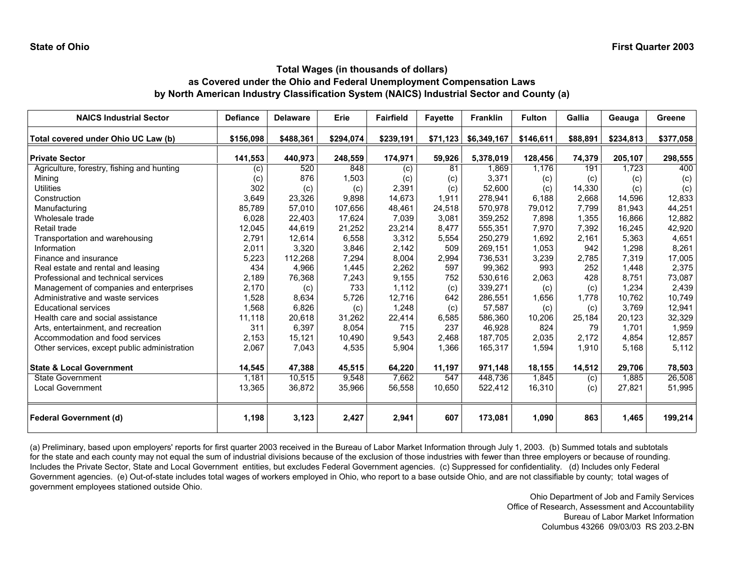**State of Ohio** **First Quarter 2003**

## Total Wages (in thousands of dollars)
## as Covered under the Ohio and Federal Unemployment Compensation Laws
## by North American Industry Classification System (NAICS) Industrial Sector and County (a)

| NAICS Industrial Sector | Defiance | Delaware | Erie | Fairfield | Fayette | Franklin | Fulton | Gallia | Geauga | Greene |
|---|---|---|---|---|---|---|---|---|---|---|
| **Total covered under Ohio UC Law (b)** | **$156,098** | **$488,361** | **$294,074** | **$239,191** | **$71,123** | **$6,349,167** | **$146,611** | **$88,891** | **$234,813** | **$377,058** |
| **Private Sector** | **141,553** | **440,973** | **248,559** | **174,971** | **59,926** | **5,378,019** | **128,456** | **74,379** | **205,107** | **298,555** |
| Agriculture, forestry, fishing and hunting | (c) | 520 | 848 | (c) | 81 | 1,869 | 1,176 | 191 | 1,723 | 400 |
| Mining | (c) | 876 | 1,503 | (c) | (c) | 3,371 | (c) | (c) | (c) | (c) |
| Utilities | 302 | (c) | (c) | 2,391 | (c) | 52,600 | (c) | 14,330 | (c) | (c) |
| Construction | 3,649 | 23,326 | 9,898 | 14,673 | 1,911 | 278,941 | 6,188 | 2,668 | 14,596 | 12,833 |
| Manufacturing | 85,789 | 57,010 | 107,656 | 48,461 | 24,518 | 570,978 | 79,012 | 7,799 | 81,943 | 44,251 |
| Wholesale trade | 6,028 | 22,403 | 17,624 | 7,039 | 3,081 | 359,252 | 7,898 | 1,355 | 16,866 | 12,882 |
| Retail trade | 12,045 | 44,619 | 21,252 | 23,214 | 8,477 | 555,351 | 7,970 | 7,392 | 16,245 | 42,920 |
| Transportation and warehousing | 2,791 | 12,614 | 6,558 | 3,312 | 5,554 | 250,279 | 1,692 | 2,161 | 5,363 | 4,651 |
| Information | 2,011 | 3,320 | 3,846 | 2,142 | 509 | 269,151 | 1,053 | 942 | 1,298 | 8,261 |
| Finance and insurance | 5,223 | 112,268 | 7,294 | 8,004 | 2,994 | 736,531 | 3,239 | 2,785 | 7,319 | 17,005 |
| Real estate and rental and leasing | 434 | 4,966 | 1,445 | 2,262 | 597 | 99,362 | 993 | 252 | 1,448 | 2,375 |
| Professional and technical services | 2,189 | 76,368 | 7,243 | 9,155 | 752 | 530,616 | 2,063 | 428 | 8,751 | 73,087 |
| Management of companies and enterprises | 2,170 | (c) | 733 | 1,112 | (c) | 339,271 | (c) | (c) | 1,234 | 2,439 |
| Administrative and waste services | 1,528 | 8,634 | 5,726 | 12,716 | 642 | 286,551 | 1,656 | 1,778 | 10,762 | 10,749 |
| Educational services | 1,568 | 6,826 | (c) | 1,248 | (c) | 57,587 | (c) | (c) | 3,769 | 12,941 |
| Health care and social assistance | 11,118 | 20,618 | 31,262 | 22,414 | 6,585 | 586,360 | 10,206 | 25,184 | 20,123 | 32,329 |
| Arts, entertainment, and recreation | 311 | 6,397 | 8,054 | 715 | 237 | 46,928 | 824 | 79 | 1,701 | 1,959 |
| Accommodation and food services | 2,153 | 15,121 | 10,490 | 9,543 | 2,468 | 187,705 | 2,035 | 2,172 | 4,854 | 12,857 |
| Other services, except public administration | 2,067 | 7,043 | 4,535 | 5,904 | 1,366 | 165,317 | 1,594 | 1,910 | 5,168 | 5,112 |
| **State & Local Government** | **14,545** | **47,388** | **45,515** | **64,220** | **11,197** | **971,148** | **18,155** | **14,512** | **29,706** | **78,503** |
| State Government | 1,181 | 10,515 | 9,548 | 7,662 | 547 | 448,736 | 1,845 | (c) | 1,885 | 26,508 |
| Local Government | 13,365 | 36,872 | 35,966 | 56,558 | 10,650 | 522,412 | 16,310 | (c) | 27,821 | 51,995 |
| **Federal Government (d)** | **1,198** | **3,123** | **2,427** | **2,941** | **607** | **173,081** | **1,090** | **863** | **1,465** | **199,214** |

(a) Preliminary, based upon employers' reports for first quarter 2003 received in the Bureau of Labor Market Information through July 1, 2003. (b) Summed totals and subtotals for the state and each county may not equal the sum of industrial divisions because of the exclusion of those industries with fewer than three employers or because of rounding. Includes the Private Sector, State and Local Government entities, but excludes Federal Government agencies. (c) Suppressed for confidentiality. (d) Includes only Federal Government agencies. (e) Out-of-state includes total wages of workers employed in Ohio, who report to a base outside Ohio, and are not classifiable by county; total wages of government employees stationed outside Ohio.

Ohio Department of Job and Family Services
Office of Research, Assessment and Accountability
Bureau of Labor Market Information
Columbus 43266 09/03/03 RS 203.2-BN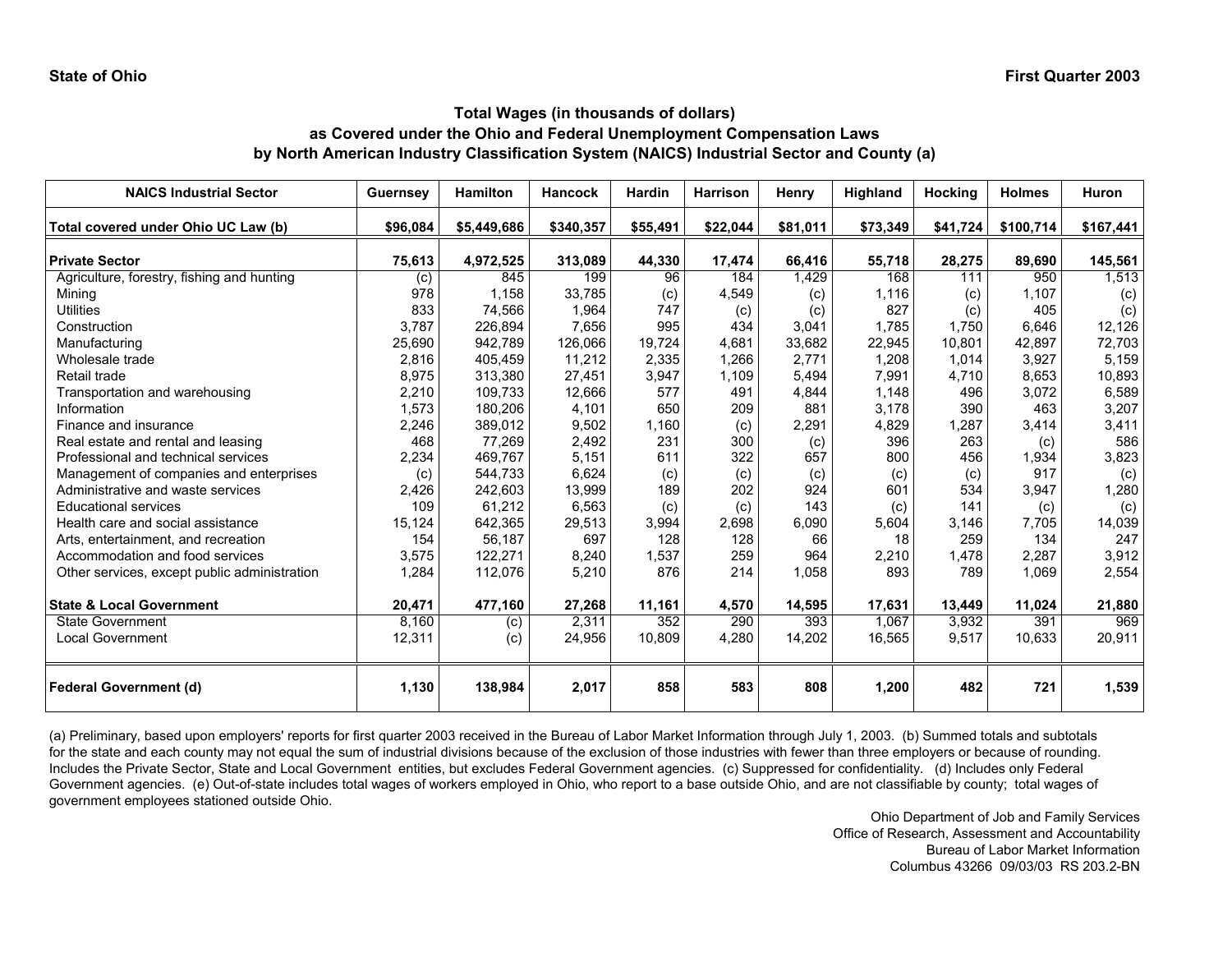**State of Ohio** **First Quarter 2003**

### Total Wages (in thousands of dollars)
### as Covered under the Ohio and Federal Unemployment Compensation Laws
### by North American Industry Classification System (NAICS) Industrial Sector and County (a)

| NAICS Industrial Sector | Guernsey | Hamilton | Hancock | Hardin | Harrison | Henry | Highland | Hocking | Holmes | Huron |
|---|---|---|---|---|---|---|---|---|---|---|
| **Total covered under Ohio UC Law (b)** | **$96,084** | **$5,449,686** | **$340,357** | **$55,491** | **$22,044** | **$81,011** | **$73,349** | **$41,724** | **$100,714** | **$167,441** |
| **Private Sector** | **75,613** | **4,972,525** | **313,089** | **44,330** | **17,474** | **66,416** | **55,718** | **28,275** | **89,690** | **145,561** |
| Agriculture, forestry, fishing and hunting | (c) | 845 | 199 | 96 | 184 | 1,429 | 168 | 111 | 950 | 1,513 |
| Mining | 978 | 1,158 | 33,785 | (c) | 4,549 | (c) | 1,116 | (c) | 1,107 | (c) |
| Utilities | 833 | 74,566 | 1,964 | 747 | (c) | (c) | 827 | (c) | 405 | (c) |
| Construction | 3,787 | 226,894 | 7,656 | 995 | 434 | 3,041 | 1,785 | 1,750 | 6,646 | 12,126 |
| Manufacturing | 25,690 | 942,789 | 126,066 | 19,724 | 4,681 | 33,682 | 22,945 | 10,801 | 42,897 | 72,703 |
| Wholesale trade | 2,816 | 405,459 | 11,212 | 2,335 | 1,266 | 2,771 | 1,208 | 1,014 | 3,927 | 5,159 |
| Retail trade | 8,975 | 313,380 | 27,451 | 3,947 | 1,109 | 5,494 | 7,991 | 4,710 | 8,653 | 10,893 |
| Transportation and warehousing | 2,210 | 109,733 | 12,666 | 577 | 491 | 4,844 | 1,148 | 496 | 3,072 | 6,589 |
| Information | 1,573 | 180,206 | 4,101 | 650 | 209 | 881 | 3,178 | 390 | 463 | 3,207 |
| Finance and insurance | 2,246 | 389,012 | 9,502 | 1,160 | (c) | 2,291 | 4,829 | 1,287 | 3,414 | 3,411 |
| Real estate and rental and leasing | 468 | 77,269 | 2,492 | 231 | 300 | (c) | 396 | 263 | (c) | 586 |
| Professional and technical services | 2,234 | 469,767 | 5,151 | 611 | 322 | 657 | 800 | 456 | 1,934 | 3,823 |
| Management of companies and enterprises | (c) | 544,733 | 6,624 | (c) | (c) | (c) | (c) | (c) | 917 | (c) |
| Administrative and waste services | 2,426 | 242,603 | 13,999 | 189 | 202 | 924 | 601 | 534 | 3,947 | 1,280 |
| Educational services | 109 | 61,212 | 6,563 | (c) | (c) | 143 | (c) | 141 | (c) | (c) |
| Health care and social assistance | 15,124 | 642,365 | 29,513 | 3,994 | 2,698 | 6,090 | 5,604 | 3,146 | 7,705 | 14,039 |
| Arts, entertainment, and recreation | 154 | 56,187 | 697 | 128 | 128 | 66 | 18 | 259 | 134 | 247 |
| Accommodation and food services | 3,575 | 122,271 | 8,240 | 1,537 | 259 | 964 | 2,210 | 1,478 | 2,287 | 3,912 |
| Other services, except public administration | 1,284 | 112,076 | 5,210 | 876 | 214 | 1,058 | 893 | 789 | 1,069 | 2,554 |
| **State & Local Government** | **20,471** | **477,160** | **27,268** | **11,161** | **4,570** | **14,595** | **17,631** | **13,449** | **11,024** | **21,880** |
| State Government | 8,160 | (c) | 2,311 | 352 | 290 | 393 | 1,067 | 3,932 | 391 | 969 |
| Local Government | 12,311 | (c) | 24,956 | 10,809 | 4,280 | 14,202 | 16,565 | 9,517 | 10,633 | 20,911 |
| **Federal Government (d)** | **1,130** | **138,984** | **2,017** | **858** | **583** | **808** | **1,200** | **482** | **721** | **1,539** |

(a) Preliminary, based upon employers' reports for first quarter 2003 received in the Bureau of Labor Market Information through July 1, 2003. (b) Summed totals and subtotals for the state and each county may not equal the sum of industrial divisions because of the exclusion of those industries with fewer than three employers or because of rounding. Includes the Private Sector, State and Local Government entities, but excludes Federal Government agencies. (c) Suppressed for confidentiality. (d) Includes only Federal Government agencies. (e) Out-of-state includes total wages of workers employed in Ohio, who report to a base outside Ohio, and are not classifiable by county; total wages of government employees stationed outside Ohio.

Ohio Department of Job and Family Services
Office of Research, Assessment and Accountability
Bureau of Labor Market Information
Columbus 43266 09/03/03 RS 203.2-BN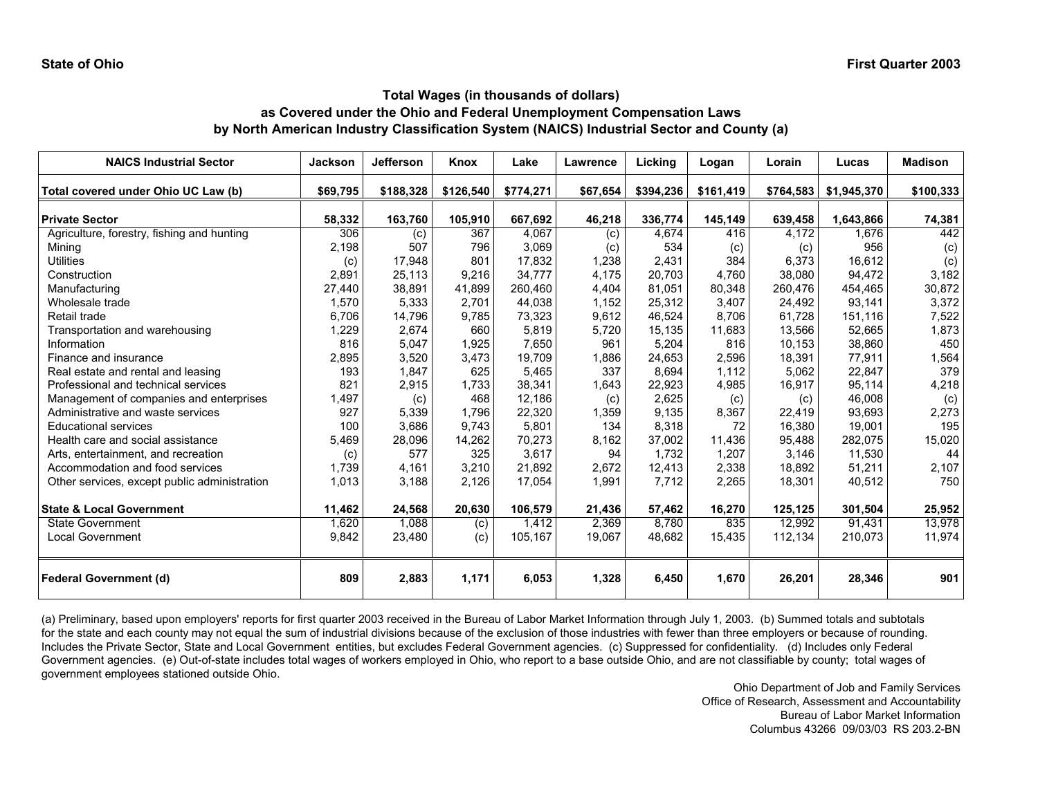State of Ohio | First Quarter 2003

## Total Wages (in thousands of dollars) as Covered under the Ohio and Federal Unemployment Compensation Laws by North American Industry Classification System (NAICS) Industrial Sector and County (a)

| NAICS Industrial Sector | Jackson | Jefferson | Knox | Lake | Lawrence | Licking | Logan | Lorain | Lucas | Madison |
|---|---|---|---|---|---|---|---|---|---|---|
| **Total covered under Ohio UC Law (b)** | **$69,795** | **$188,328** | **$126,540** | **$774,271** | **$67,654** | **$394,236** | **$161,419** | **$764,583** | **$1,945,370** | **$100,333** |
| **Private Sector** | **58,332** | **163,760** | **105,910** | **667,692** | **46,218** | **336,774** | **145,149** | **639,458** | **1,643,866** | **74,381** |
| Agriculture, forestry, fishing and hunting | 306 | (c) | 367 | 4,067 | (c) | 4,674 | 416 | 4,172 | 1,676 | 442 |
| Mining | 2,198 | 507 | 796 | 3,069 | (c) | 534 | (c) | (c) | 956 | (c) |
| Utilities | (c) | 17,948 | 801 | 17,832 | 1,238 | 2,431 | 384 | 6,373 | 16,612 | (c) |
| Construction | 2,891 | 25,113 | 9,216 | 34,777 | 4,175 | 20,703 | 4,760 | 38,080 | 94,472 | 3,182 |
| Manufacturing | 27,440 | 38,891 | 41,899 | 260,460 | 4,404 | 81,051 | 80,348 | 260,476 | 454,465 | 30,872 |
| Wholesale trade | 1,570 | 5,333 | 2,701 | 44,038 | 1,152 | 25,312 | 3,407 | 24,492 | 93,141 | 3,372 |
| Retail trade | 6,706 | 14,796 | 9,785 | 73,323 | 9,612 | 46,524 | 8,706 | 61,728 | 151,116 | 7,522 |
| Transportation and warehousing | 1,229 | 2,674 | 660 | 5,819 | 5,720 | 15,135 | 11,683 | 13,566 | 52,665 | 1,873 |
| Information | 816 | 5,047 | 1,925 | 7,650 | 961 | 5,204 | 816 | 10,153 | 38,860 | 450 |
| Finance and insurance | 2,895 | 3,520 | 3,473 | 19,709 | 1,886 | 24,653 | 2,596 | 18,391 | 77,911 | 1,564 |
| Real estate and rental and leasing | 193 | 1,847 | 625 | 5,465 | 337 | 8,694 | 1,112 | 5,062 | 22,847 | 379 |
| Professional and technical services | 821 | 2,915 | 1,733 | 38,341 | 1,643 | 22,923 | 4,985 | 16,917 | 95,114 | 4,218 |
| Management of companies and enterprises | 1,497 | (c) | 468 | 12,186 | (c) | 2,625 | (c) | (c) | 46,008 | (c) |
| Administrative and waste services | 927 | 5,339 | 1,796 | 22,320 | 1,359 | 9,135 | 8,367 | 22,419 | 93,693 | 2,273 |
| Educational services | 100 | 3,686 | 9,743 | 5,801 | 134 | 8,318 | 72 | 16,380 | 19,001 | 195 |
| Health care and social assistance | 5,469 | 28,096 | 14,262 | 70,273 | 8,162 | 37,002 | 11,436 | 95,488 | 282,075 | 15,020 |
| Arts, entertainment, and recreation | (c) | 577 | 325 | 3,617 | 94 | 1,732 | 1,207 | 3,146 | 11,530 | 44 |
| Accommodation and food services | 1,739 | 4,161 | 3,210 | 21,892 | 2,672 | 12,413 | 2,338 | 18,892 | 51,211 | 2,107 |
| Other services, except public administration | 1,013 | 3,188 | 2,126 | 17,054 | 1,991 | 7,712 | 2,265 | 18,301 | 40,512 | 750 |
| **State & Local Government** | **11,462** | **24,568** | **20,630** | **106,579** | **21,436** | **57,462** | **16,270** | **125,125** | **301,504** | **25,952** |
| State Government | 1,620 | 1,088 | (c) | 1,412 | 2,369 | 8,780 | 835 | 12,992 | 91,431 | 13,978 |
| Local Government | 9,842 | 23,480 | (c) | 105,167 | 19,067 | 48,682 | 15,435 | 112,134 | 210,073 | 11,974 |
| **Federal Government (d)** | **809** | **2,883** | **1,171** | **6,053** | **1,328** | **6,450** | **1,670** | **26,201** | **28,346** | **901** |

(a) Preliminary, based upon employers' reports for first quarter 2003 received in the Bureau of Labor Market Information through July 1, 2003. (b) Summed totals and subtotals for the state and each county may not equal the sum of industrial divisions because of the exclusion of those industries with fewer than three employers or because of rounding. Includes the Private Sector, State and Local Government entities, but excludes Federal Government agencies. (c) Suppressed for confidentiality. (d) Includes only Federal Government agencies. (e) Out-of-state includes total wages of workers employed in Ohio, who report to a base outside Ohio, and are not classifiable by county; total wages of government employees stationed outside Ohio.

Ohio Department of Job and Family Services
Office of Research, Assessment and Accountability
Bureau of Labor Market Information
Columbus 43266 09/03/03 RS 203.2-BN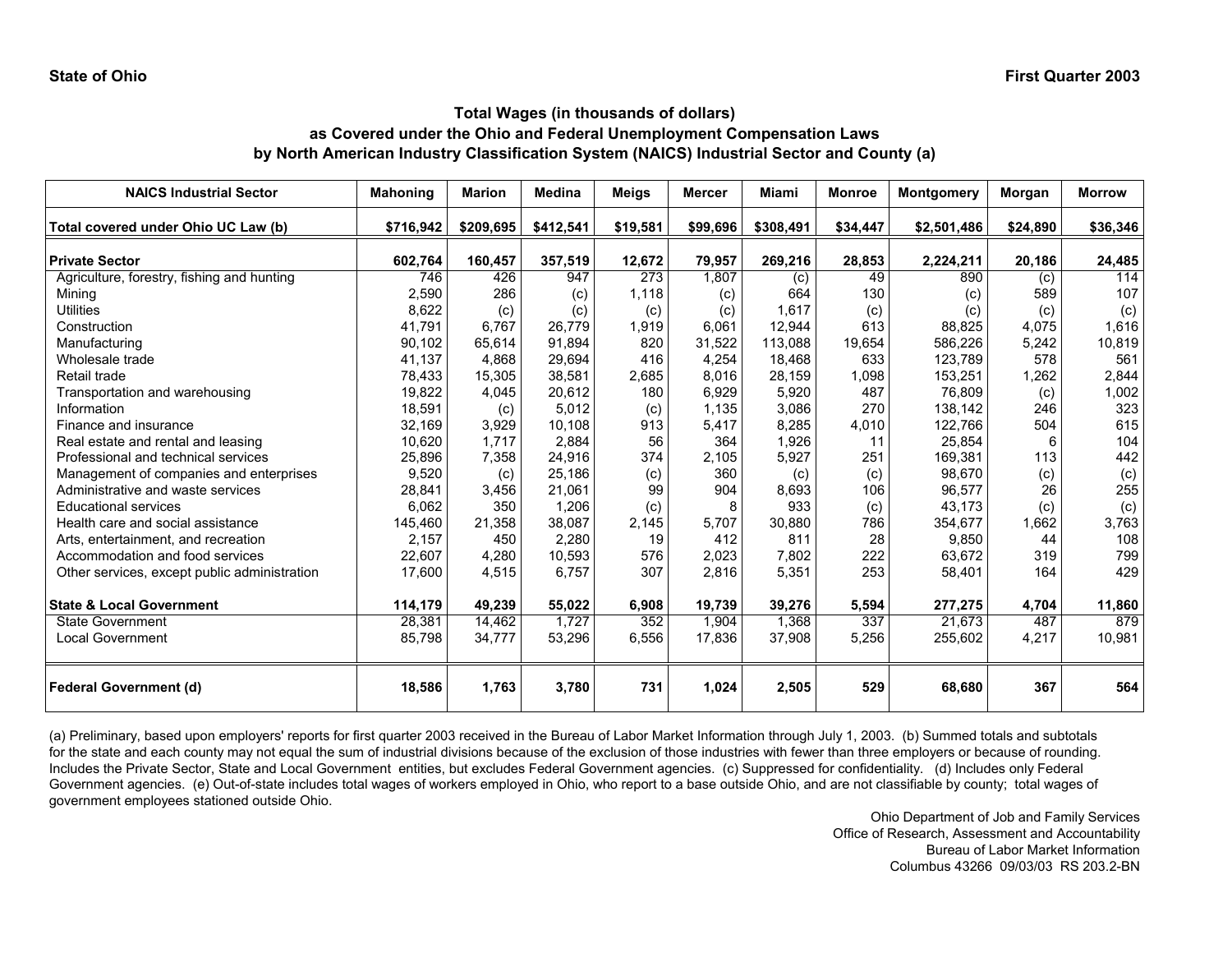State of Ohio

First Quarter 2003

## Total Wages (in thousands of dollars) as Covered under the Ohio and Federal Unemployment Compensation Laws by North American Industry Classification System (NAICS) Industrial Sector and County (a)

| NAICS Industrial Sector | Mahoning | Marion | Medina | Meigs | Mercer | Miami | Monroe | Montgomery | Morgan | Morrow |
|---|---|---|---|---|---|---|---|---|---|---|
| **Total covered under Ohio UC Law (b)** | **$716,942** | **$209,695** | **$412,541** | **$19,581** | **$99,696** | **$308,491** | **$34,447** | **$2,501,486** | **$24,890** | **$36,346** |
| **Private Sector** | **602,764** | **160,457** | **357,519** | **12,672** | **79,957** | **269,216** | **28,853** | **2,224,211** | **20,186** | **24,485** |
| Agriculture, forestry, fishing and hunting | 746 | 426 | 947 | 273 | 1,807 | (c) | 49 | 890 | (c) | 114 |
| Mining | 2,590 | 286 | (c) | 1,118 | (c) | 664 | 130 | (c) | 589 | 107 |
| Utilities | 8,622 | (c) | (c) | (c) | (c) | 1,617 | (c) | (c) | (c) | (c) |
| Construction | 41,791 | 6,767 | 26,779 | 1,919 | 6,061 | 12,944 | 613 | 88,825 | 4,075 | 1,616 |
| Manufacturing | 90,102 | 65,614 | 91,894 | 820 | 31,522 | 113,088 | 19,654 | 586,226 | 5,242 | 10,819 |
| Wholesale trade | 41,137 | 4,868 | 29,694 | 416 | 4,254 | 18,468 | 633 | 123,789 | 578 | 561 |
| Retail trade | 78,433 | 15,305 | 38,581 | 2,685 | 8,016 | 28,159 | 1,098 | 153,251 | 1,262 | 2,844 |
| Transportation and warehousing | 19,822 | 4,045 | 20,612 | 180 | 6,929 | 5,920 | 487 | 76,809 | (c) | 1,002 |
| Information | 18,591 | (c) | 5,012 | (c) | 1,135 | 3,086 | 270 | 138,142 | 246 | 323 |
| Finance and insurance | 32,169 | 3,929 | 10,108 | 913 | 5,417 | 8,285 | 4,010 | 122,766 | 504 | 615 |
| Real estate and rental and leasing | 10,620 | 1,717 | 2,884 | 56 | 364 | 1,926 | 11 | 25,854 | 6 | 104 |
| Professional and technical services | 25,896 | 7,358 | 24,916 | 374 | 2,105 | 5,927 | 251 | 169,381 | 113 | 442 |
| Management of companies and enterprises | 9,520 | (c) | 25,186 | (c) | 360 | (c) | (c) | 98,670 | (c) | (c) |
| Administrative and waste services | 28,841 | 3,456 | 21,061 | 99 | 904 | 8,693 | 106 | 96,577 | 26 | 255 |
| Educational services | 6,062 | 350 | 1,206 | (c) | 8 | 933 | (c) | 43,173 | (c) | (c) |
| Health care and social assistance | 145,460 | 21,358 | 38,087 | 2,145 | 5,707 | 30,880 | 786 | 354,677 | 1,662 | 3,763 |
| Arts, entertainment, and recreation | 2,157 | 450 | 2,280 | 19 | 412 | 811 | 28 | 9,850 | 44 | 108 |
| Accommodation and food services | 22,607 | 4,280 | 10,593 | 576 | 2,023 | 7,802 | 222 | 63,672 | 319 | 799 |
| Other services, except public administration | 17,600 | 4,515 | 6,757 | 307 | 2,816 | 5,351 | 253 | 58,401 | 164 | 429 |
| **State & Local Government** | **114,179** | **49,239** | **55,022** | **6,908** | **19,739** | **39,276** | **5,594** | **277,275** | **4,704** | **11,860** |
| State Government | 28,381 | 14,462 | 1,727 | 352 | 1,904 | 1,368 | 337 | 21,673 | 487 | 879 |
| Local Government | 85,798 | 34,777 | 53,296 | 6,556 | 17,836 | 37,908 | 5,256 | 255,602 | 4,217 | 10,981 |
| **Federal Government (d)** | **18,586** | **1,763** | **3,780** | **731** | **1,024** | **2,505** | **529** | **68,680** | **367** | **564** |

(a) Preliminary, based upon employers' reports for first quarter 2003 received in the Bureau of Labor Market Information through July 1, 2003. (b) Summed totals and subtotals for the state and each county may not equal the sum of industrial divisions because of the exclusion of those industries with fewer than three employers or because of rounding. Includes the Private Sector, State and Local Government entities, but excludes Federal Government agencies. (c) Suppressed for confidentiality. (d) Includes only Federal Government agencies. (e) Out-of-state includes total wages of workers employed in Ohio, who report to a base outside Ohio, and are not classifiable by county; total wages of government employees stationed outside Ohio.

Ohio Department of Job and Family Services
Office of Research, Assessment and Accountability
Bureau of Labor Market Information
Columbus 43266 09/03/03 RS 203.2-BN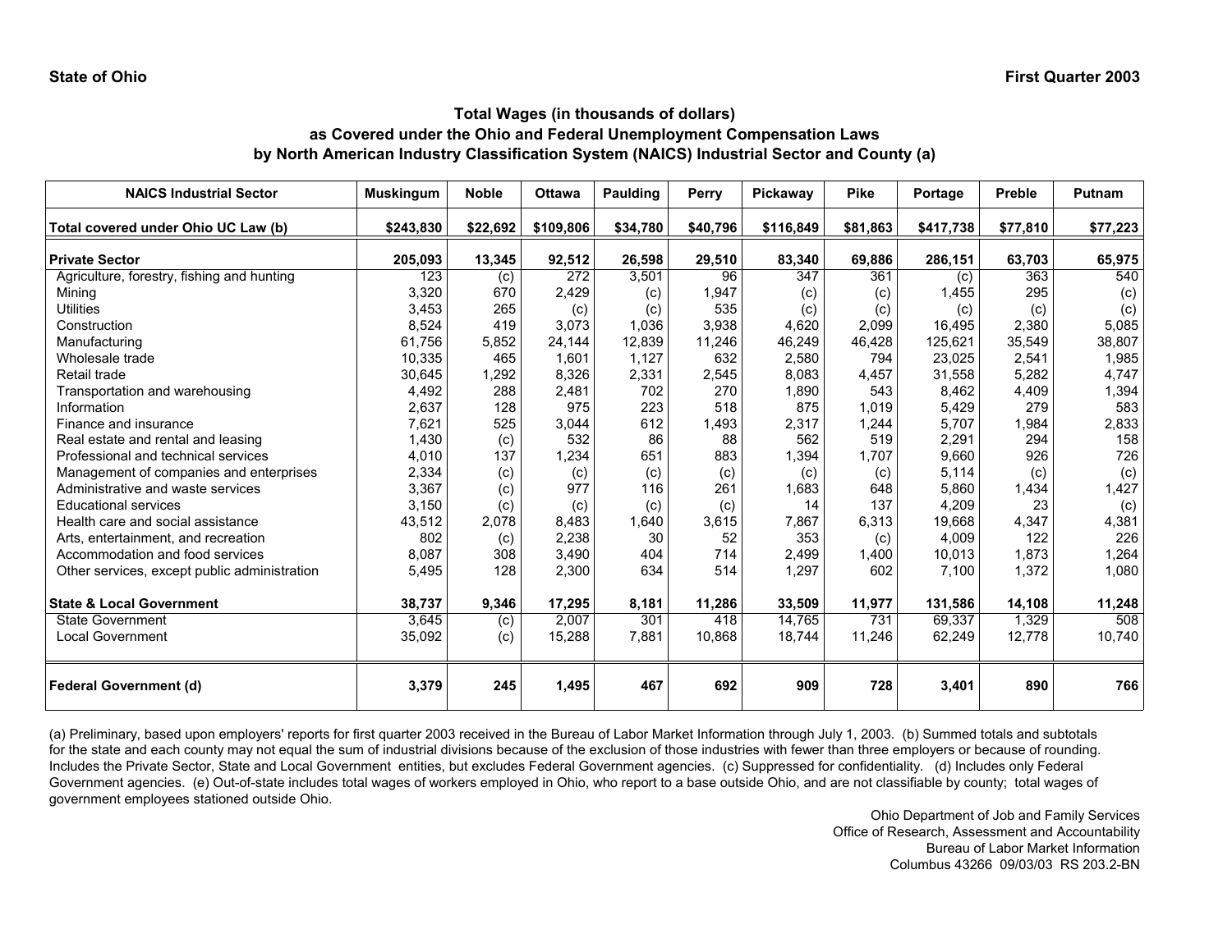**State of Ohio** **First Quarter 2003**

## Total Wages (in thousands of dollars) as Covered under the Ohio and Federal Unemployment Compensation Laws by North American Industry Classification System (NAICS) Industrial Sector and County (a)

| NAICS Industrial Sector | Muskingum | Noble | Ottawa | Paulding | Perry | Pickaway | Pike | Portage | Preble | Putnam |
|---|---|---|---|---|---|---|---|---|---|---|
| **Total covered under Ohio UC Law (b)** | **$243,830** | **$22,692** | **$109,806** | **$34,780** | **$40,796** | **$116,849** | **$81,863** | **$417,738** | **$77,810** | **$77,223** |
| **Private Sector** | **205,093** | **13,345** | **92,512** | **26,598** | **29,510** | **83,340** | **69,886** | **286,151** | **63,703** | **65,975** |
| Agriculture, forestry, fishing and hunting | 123 | (c) | 272 | 3,501 | 96 | 347 | 361 | (c) | 363 | 540 |
| Mining | 3,320 | 670 | 2,429 | (c) | 1,947 | (c) | (c) | 1,455 | 295 | (c) |
| Utilities | 3,453 | 265 | (c) | (c) | 535 | (c) | (c) | (c) | (c) | (c) |
| Construction | 8,524 | 419 | 3,073 | 1,036 | 3,938 | 4,620 | 2,099 | 16,495 | 2,380 | 5,085 |
| Manufacturing | 61,756 | 5,852 | 24,144 | 12,839 | 11,246 | 46,249 | 46,428 | 125,621 | 35,549 | 38,807 |
| Wholesale trade | 10,335 | 465 | 1,601 | 1,127 | 632 | 2,580 | 794 | 23,025 | 2,541 | 1,985 |
| Retail trade | 30,645 | 1,292 | 8,326 | 2,331 | 2,545 | 8,083 | 4,457 | 31,558 | 5,282 | 4,747 |
| Transportation and warehousing | 4,492 | 288 | 2,481 | 702 | 270 | 1,890 | 543 | 8,462 | 4,409 | 1,394 |
| Information | 2,637 | 128 | 975 | 223 | 518 | 875 | 1,019 | 5,429 | 279 | 583 |
| Finance and insurance | 7,621 | 525 | 3,044 | 612 | 1,493 | 2,317 | 1,244 | 5,707 | 1,984 | 2,833 |
| Real estate and rental and leasing | 1,430 | (c) | 532 | 86 | 88 | 562 | 519 | 2,291 | 294 | 158 |
| Professional and technical services | 4,010 | 137 | 1,234 | 651 | 883 | 1,394 | 1,707 | 9,660 | 926 | 726 |
| Management of companies and enterprises | 2,334 | (c) | (c) | (c) | (c) | (c) | (c) | 5,114 | (c) | (c) |
| Administrative and waste services | 3,367 | (c) | 977 | 116 | 261 | 1,683 | 648 | 5,860 | 1,434 | 1,427 |
| Educational services | 3,150 | (c) | (c) | (c) | (c) | 14 | 137 | 4,209 | 23 | (c) |
| Health care and social assistance | 43,512 | 2,078 | 8,483 | 1,640 | 3,615 | 7,867 | 6,313 | 19,668 | 4,347 | 4,381 |
| Arts, entertainment, and recreation | 802 | (c) | 2,238 | 30 | 52 | 353 | (c) | 4,009 | 122 | 226 |
| Accommodation and food services | 8,087 | 308 | 3,490 | 404 | 714 | 2,499 | 1,400 | 10,013 | 1,873 | 1,264 |
| Other services, except public administration | 5,495 | 128 | 2,300 | 634 | 514 | 1,297 | 602 | 7,100 | 1,372 | 1,080 |
| **State & Local Government** | **38,737** | **9,346** | **17,295** | **8,181** | **11,286** | **33,509** | **11,977** | **131,586** | **14,108** | **11,248** |
| State Government | 3,645 | (c) | 2,007 | 301 | 418 | 14,765 | 731 | 69,337 | 1,329 | 508 |
| Local Government | 35,092 | (c) | 15,288 | 7,881 | 10,868 | 18,744 | 11,246 | 62,249 | 12,778 | 10,740 |
| **Federal Government (d)** | **3,379** | **245** | **1,495** | **467** | **692** | **909** | **728** | **3,401** | **890** | **766** |

(a) Preliminary, based upon employers' reports for first quarter 2003 received in the Bureau of Labor Market Information through July 1, 2003. (b) Summed totals and subtotals for the state and each county may not equal the sum of industrial divisions because of the exclusion of those industries with fewer than three employers or because of rounding. Includes the Private Sector, State and Local Government entities, but excludes Federal Government agencies. (c) Suppressed for confidentiality. (d) Includes only Federal Government agencies. (e) Out-of-state includes total wages of workers employed in Ohio, who report to a base outside Ohio, and are not classifiable by county; total wages of government employees stationed outside Ohio.

Ohio Department of Job and Family Services
Office of Research, Assessment and Accountability
Bureau of Labor Market Information
Columbus 43266 09/03/03 RS 203.2-BN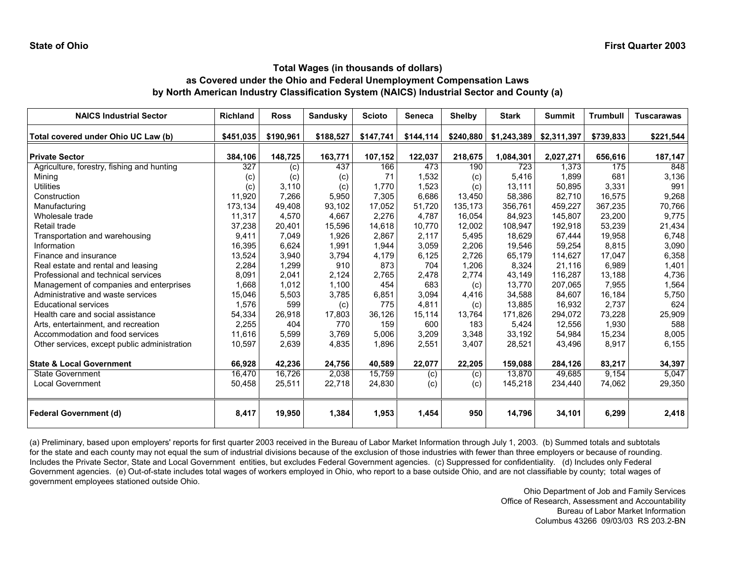**State of Ohio** **First Quarter 2003**

### Total Wages (in thousands of dollars)
### as Covered under the Ohio and Federal Unemployment Compensation Laws
### by North American Industry Classification System (NAICS) Industrial Sector and County (a)

| NAICS Industrial Sector | Richland | Ross | Sandusky | Scioto | Seneca | Shelby | Stark | Summit | Trumbull | Tuscarawas |
|---|---|---|---|---|---|---|---|---|---|---|
| **Total covered under Ohio UC Law (b)** | **$451,035** | **$190,961** | **$188,527** | **$147,741** | **$144,114** | **$240,880** | **$1,243,389** | **$2,311,397** | **$739,833** | **$221,544** |
| **Private Sector** | **384,106** | **148,725** | **163,771** | **107,152** | **122,037** | **218,675** | **1,084,301** | **2,027,271** | **656,616** | **187,147** |
| Agriculture, forestry, fishing and hunting | 327 | (c) | 437 | 166 | 473 | 190 | 723 | 1,373 | 175 | 848 |
| Mining | (c) | (c) | (c) | 71 | 1,532 | (c) | 5,416 | 1,899 | 681 | 3,136 |
| Utilities | (c) | 3,110 | (c) | 1,770 | 1,523 | (c) | 13,111 | 50,895 | 3,331 | 991 |
| Construction | 11,920 | 7,266 | 5,950 | 7,305 | 6,686 | 13,450 | 58,386 | 82,710 | 16,575 | 9,268 |
| Manufacturing | 173,134 | 49,408 | 93,102 | 17,052 | 51,720 | 135,173 | 356,761 | 459,227 | 367,235 | 70,766 |
| Wholesale trade | 11,317 | 4,570 | 4,667 | 2,276 | 4,787 | 16,054 | 84,923 | 145,807 | 23,200 | 9,775 |
| Retail trade | 37,238 | 20,401 | 15,596 | 14,618 | 10,770 | 12,002 | 108,947 | 192,918 | 53,239 | 21,434 |
| Transportation and warehousing | 9,411 | 7,049 | 1,926 | 2,867 | 2,117 | 5,495 | 18,629 | 67,444 | 19,958 | 6,748 |
| Information | 16,395 | 6,624 | 1,991 | 1,944 | 3,059 | 2,206 | 19,546 | 59,254 | 8,815 | 3,090 |
| Finance and insurance | 13,524 | 3,940 | 3,794 | 4,179 | 6,125 | 2,726 | 65,179 | 114,627 | 17,047 | 6,358 |
| Real estate and rental and leasing | 2,284 | 1,299 | 910 | 873 | 704 | 1,206 | 8,324 | 21,116 | 6,989 | 1,401 |
| Professional and technical services | 8,091 | 2,041 | 2,124 | 2,765 | 2,478 | 2,774 | 43,149 | 116,287 | 13,188 | 4,736 |
| Management of companies and enterprises | 1,668 | 1,012 | 1,100 | 454 | 683 | (c) | 13,770 | 207,065 | 7,955 | 1,564 |
| Administrative and waste services | 15,046 | 5,503 | 3,785 | 6,851 | 3,094 | 4,416 | 34,588 | 84,607 | 16,184 | 5,750 |
| Educational services | 1,576 | 599 | (c) | 775 | 4,811 | (c) | 13,885 | 16,932 | 2,737 | 624 |
| Health care and social assistance | 54,334 | 26,918 | 17,803 | 36,126 | 15,114 | 13,764 | 171,826 | 294,072 | 73,228 | 25,909 |
| Arts, entertainment, and recreation | 2,255 | 404 | 770 | 159 | 600 | 183 | 5,424 | 12,556 | 1,930 | 588 |
| Accommodation and food services | 11,616 | 5,599 | 3,769 | 5,006 | 3,209 | 3,348 | 33,192 | 54,984 | 15,234 | 8,005 |
| Other services, except public administration | 10,597 | 2,639 | 4,835 | 1,896 | 2,551 | 3,407 | 28,521 | 43,496 | 8,917 | 6,155 |
| **State & Local Government** | **66,928** | **42,236** | **24,756** | **40,589** | **22,077** | **22,205** | **159,088** | **284,126** | **83,217** | **34,397** |
| State Government | 16,470 | 16,726 | 2,038 | 15,759 | (c) | (c) | 13,870 | 49,685 | 9,154 | 5,047 |
| Local Government | 50,458 | 25,511 | 22,718 | 24,830 | (c) | (c) | 145,218 | 234,440 | 74,062 | 29,350 |
| **Federal Government (d)** | **8,417** | **19,950** | **1,384** | **1,953** | **1,454** | **950** | **14,796** | **34,101** | **6,299** | **2,418** |

(a) Preliminary, based upon employers' reports for first quarter 2003 received in the Bureau of Labor Market Information through July 1, 2003. (b) Summed totals and subtotals for the state and each county may not equal the sum of industrial divisions because of the exclusion of those industries with fewer than three employers or because of rounding. Includes the Private Sector, State and Local Government entities, but excludes Federal Government agencies. (c) Suppressed for confidentiality. (d) Includes only Federal Government agencies. (e) Out-of-state includes total wages of workers employed in Ohio, who report to a base outside Ohio, and are not classifiable by county; total wages of government employees stationed outside Ohio.

Ohio Department of Job and Family Services
Office of Research, Assessment and Accountability
Bureau of Labor Market Information
Columbus 43266 09/03/03 RS 203.2-BN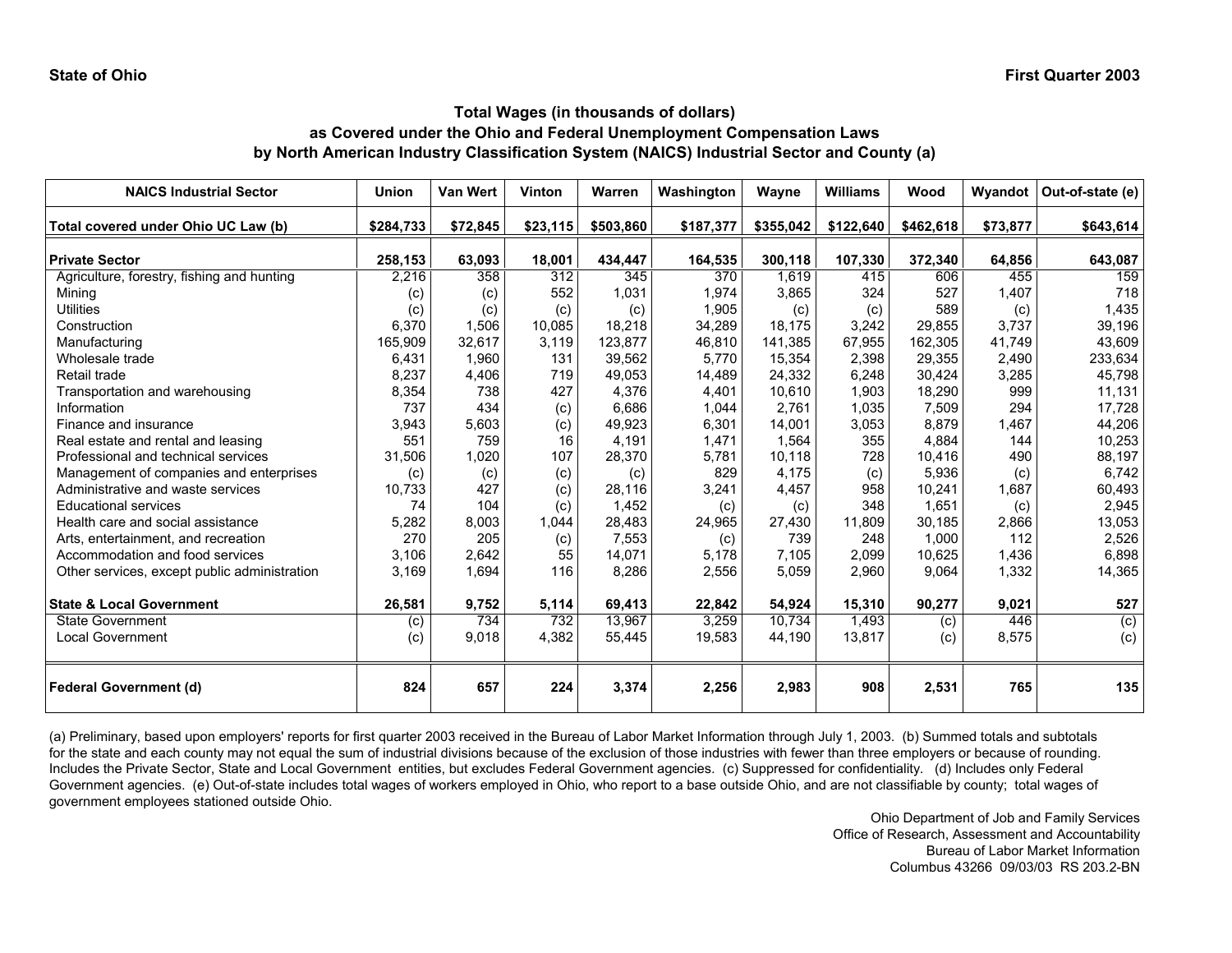**State of Ohio** **First Quarter 2003**

## Total Wages (in thousands of dollars)
## as Covered under the Ohio and Federal Unemployment Compensation Laws
## by North American Industry Classification System (NAICS) Industrial Sector and County (a)

| NAICS Industrial Sector | Union | Van Wert | Vinton | Warren | Washington | Wayne | Williams | Wood | Wyandot | Out-of-state (e) |
|---|---|---|---|---|---|---|---|---|---|---|
| **Total covered under Ohio UC Law (b)** | **$284,733** | **$72,845** | **$23,115** | **$503,860** | **$187,377** | **$355,042** | **$122,640** | **$462,618** | **$73,877** | **$643,614** |
| **Private Sector** | **258,153** | **63,093** | **18,001** | **434,447** | **164,535** | **300,118** | **107,330** | **372,340** | **64,856** | **643,087** |
| Agriculture, forestry, fishing and hunting | 2,216 | 358 | 312 | 345 | 370 | 1,619 | 415 | 606 | 455 | 159 |
| Mining | (c) | (c) | 552 | 1,031 | 1,974 | 3,865 | 324 | 527 | 1,407 | 718 |
| Utilities | (c) | (c) | (c) | (c) | 1,905 | (c) | (c) | 589 | (c) | 1,435 |
| Construction | 6,370 | 1,506 | 10,085 | 18,218 | 34,289 | 18,175 | 3,242 | 29,855 | 3,737 | 39,196 |
| Manufacturing | 165,909 | 32,617 | 3,119 | 123,877 | 46,810 | 141,385 | 67,955 | 162,305 | 41,749 | 43,609 |
| Wholesale trade | 6,431 | 1,960 | 131 | 39,562 | 5,770 | 15,354 | 2,398 | 29,355 | 2,490 | 233,634 |
| Retail trade | 8,237 | 4,406 | 719 | 49,053 | 14,489 | 24,332 | 6,248 | 30,424 | 3,285 | 45,798 |
| Transportation and warehousing | 8,354 | 738 | 427 | 4,376 | 4,401 | 10,610 | 1,903 | 18,290 | 999 | 11,131 |
| Information | 737 | 434 | (c) | 6,686 | 1,044 | 2,761 | 1,035 | 7,509 | 294 | 17,728 |
| Finance and insurance | 3,943 | 5,603 | (c) | 49,923 | 6,301 | 14,001 | 3,053 | 8,879 | 1,467 | 44,206 |
| Real estate and rental and leasing | 551 | 759 | 16 | 4,191 | 1,471 | 1,564 | 355 | 4,884 | 144 | 10,253 |
| Professional and technical services | 31,506 | 1,020 | 107 | 28,370 | 5,781 | 10,118 | 728 | 10,416 | 490 | 88,197 |
| Management of companies and enterprises | (c) | (c) | (c) | (c) | 829 | 4,175 | (c) | 5,936 | (c) | 6,742 |
| Administrative and waste services | 10,733 | 427 | (c) | 28,116 | 3,241 | 4,457 | 958 | 10,241 | 1,687 | 60,493 |
| Educational services | 74 | 104 | (c) | 1,452 | (c) | (c) | 348 | 1,651 | (c) | 2,945 |
| Health care and social assistance | 5,282 | 8,003 | 1,044 | 28,483 | 24,965 | 27,430 | 11,809 | 30,185 | 2,866 | 13,053 |
| Arts, entertainment, and recreation | 270 | 205 | (c) | 7,553 | (c) | 739 | 248 | 1,000 | 112 | 2,526 |
| Accommodation and food services | 3,106 | 2,642 | 55 | 14,071 | 5,178 | 7,105 | 2,099 | 10,625 | 1,436 | 6,898 |
| Other services, except public administration | 3,169 | 1,694 | 116 | 8,286 | 2,556 | 5,059 | 2,960 | 9,064 | 1,332 | 14,365 |
| **State & Local Government** | **26,581** | **9,752** | **5,114** | **69,413** | **22,842** | **54,924** | **15,310** | **90,277** | **9,021** | **527** |
| State Government | (c) | 734 | 732 | 13,967 | 3,259 | 10,734 | 1,493 | (c) | 446 | (c) |
| Local Government | (c) | 9,018 | 4,382 | 55,445 | 19583 | 44,190 | 13,817 | (c) | 8,575 | (c) |
| **Federal Government (d)** | **824** | **657** | **224** | **3,374** | **2,256** | **2,983** | **908** | **2,531** | **765** | **135** |

(a) Preliminary, based upon employers' reports for first quarter 2003 received in the Bureau of Labor Market Information through July 1, 2003. (b) Summed totals and subtotals for the state and each county may not equal the sum of industrial divisions because of the exclusion of those industries with fewer than three employers or because of rounding. Includes the Private Sector, State and Local Government entities, but excludes Federal Government agencies. (c) Suppressed for confidentiality. (d) Includes only Federal Government agencies. (e) Out-of-state includes total wages of workers employed in Ohio, who report to a base outside Ohio, and are not classifiable by county; total wages of government employees stationed outside Ohio.

Ohio Department of Job and Family Services
Office of Research, Assessment and Accountability
Bureau of Labor Market Information
Columbus 43266 09/03/03 RS 203.2-BN